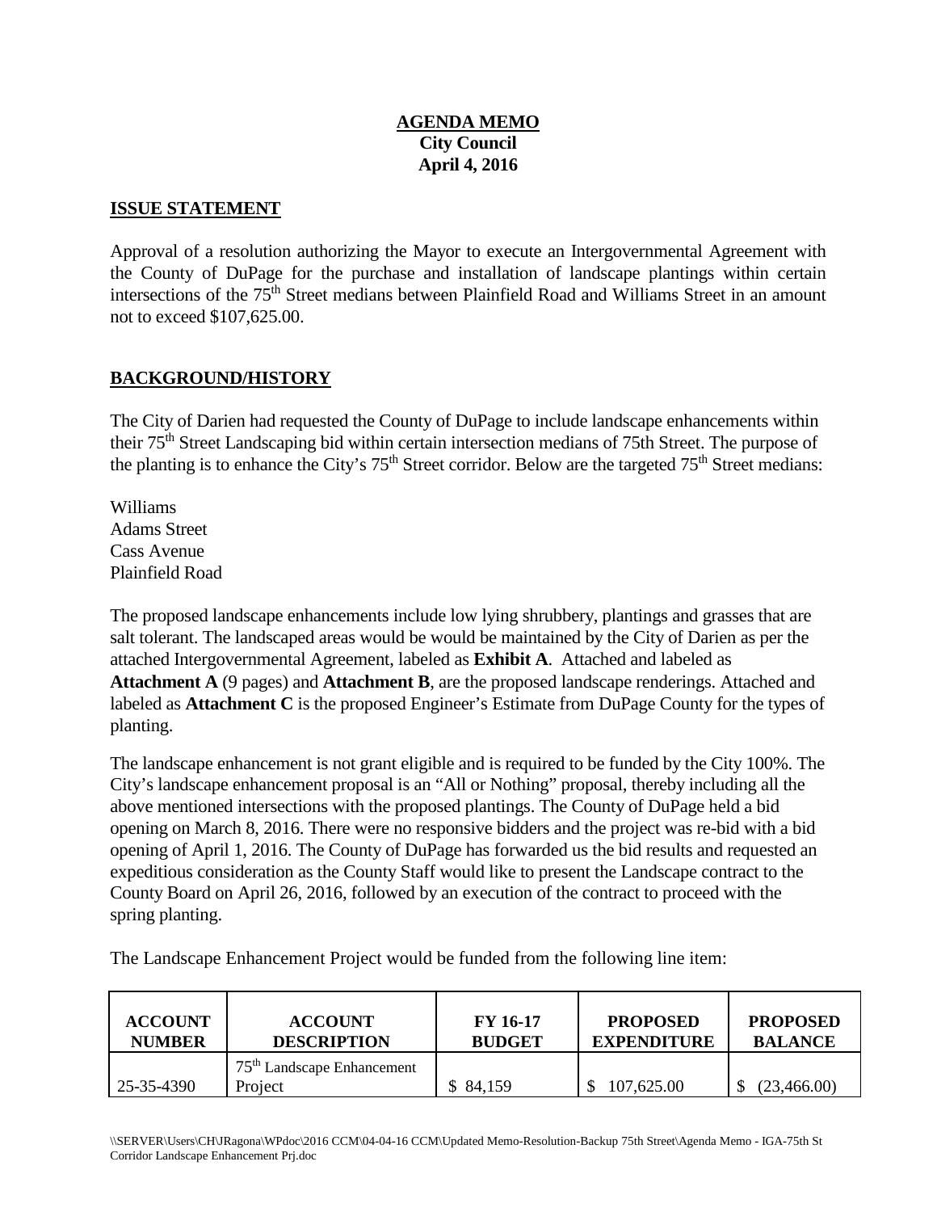**AGENDA MEMO**
**City Council**
**April 4, 2016**

## ISSUE STATEMENT

Approval of a resolution authorizing the Mayor to execute an Intergovernmental Agreement with the County of DuPage for the purchase and installation of landscape plantings within certain intersections of the 75th Street medians between Plainfield Road and Williams Street in an amount not to exceed $107,625.00.

## BACKGROUND/HISTORY

The City of Darien had requested the County of DuPage to include landscape enhancements within their 75th Street Landscaping bid within certain intersection medians of 75th Street. The purpose of the planting is to enhance the City's 75th Street corridor. Below are the targeted 75th Street medians:

Williams
Adams Street
Cass Avenue
Plainfield Road

The proposed landscape enhancements include low lying shrubbery, plantings and grasses that are salt tolerant. The landscaped areas would be would be maintained by the City of Darien as per the attached Intergovernmental Agreement, labeled as **Exhibit A**. Attached and labeled as **Attachment A** (9 pages) and **Attachment B**, are the proposed landscape renderings. Attached and labeled as **Attachment C** is the proposed Engineer's Estimate from DuPage County for the types of planting.

The landscape enhancement is not grant eligible and is required to be funded by the City 100%. The City's landscape enhancement proposal is an "All or Nothing" proposal, thereby including all the above mentioned intersections with the proposed plantings. The County of DuPage held a bid opening on March 8, 2016. There were no responsive bidders and the project was re-bid with a bid opening of April 1, 2016. The County of DuPage has forwarded us the bid results and requested an expeditious consideration as the County Staff would like to present the Landscape contract to the County Board on April 26, 2016, followed by an execution of the contract to proceed with the spring planting.

The Landscape Enhancement Project would be funded from the following line item:

| ACCOUNT NUMBER | ACCOUNT DESCRIPTION | FY 16-17 BUDGET | PROPOSED EXPENDITURE | PROPOSED BALANCE |
|---|---|---|---|---|
| 25-35-4390 | 75th Landscape Enhancement Project | $ 84,159 | $ 107,625.00 | $ (23,466.00) |

\\SERVER\Users\CH\JRagona\WPdoc\2016 CCM\04-04-16 CCM\Updated Memo-Resolution-Backup 75th Street\Agenda Memo - IGA-75th St Corridor Landscape Enhancement Prj.doc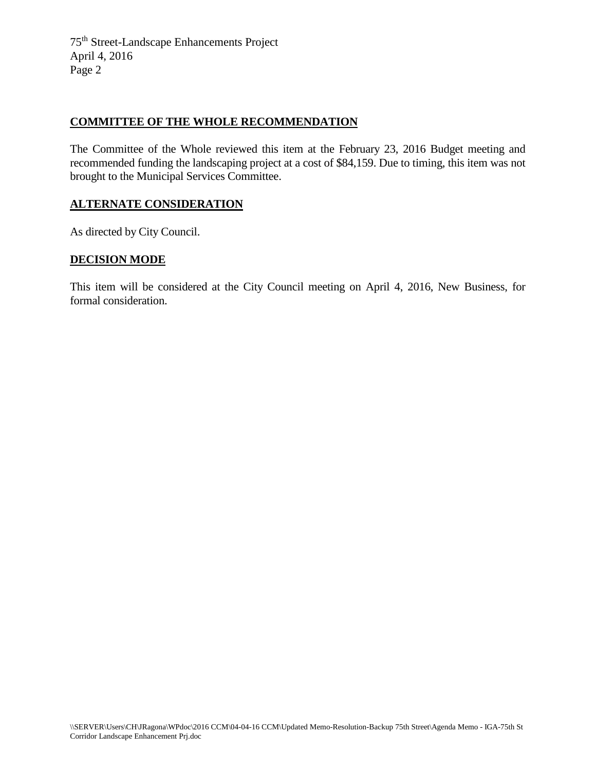## COMMITTEE OF THE WHOLE RECOMMENDATION

The Committee of the Whole reviewed this item at the February 23, 2016 Budget meeting and recommended funding the landscaping project at a cost of $84,159. Due to timing, this item was not brought to the Municipal Services Committee.

## ALTERNATE CONSIDERATION

As directed by City Council.

## DECISION MODE

This item will be considered at the City Council meeting on April 4, 2016, New Business, for formal consideration.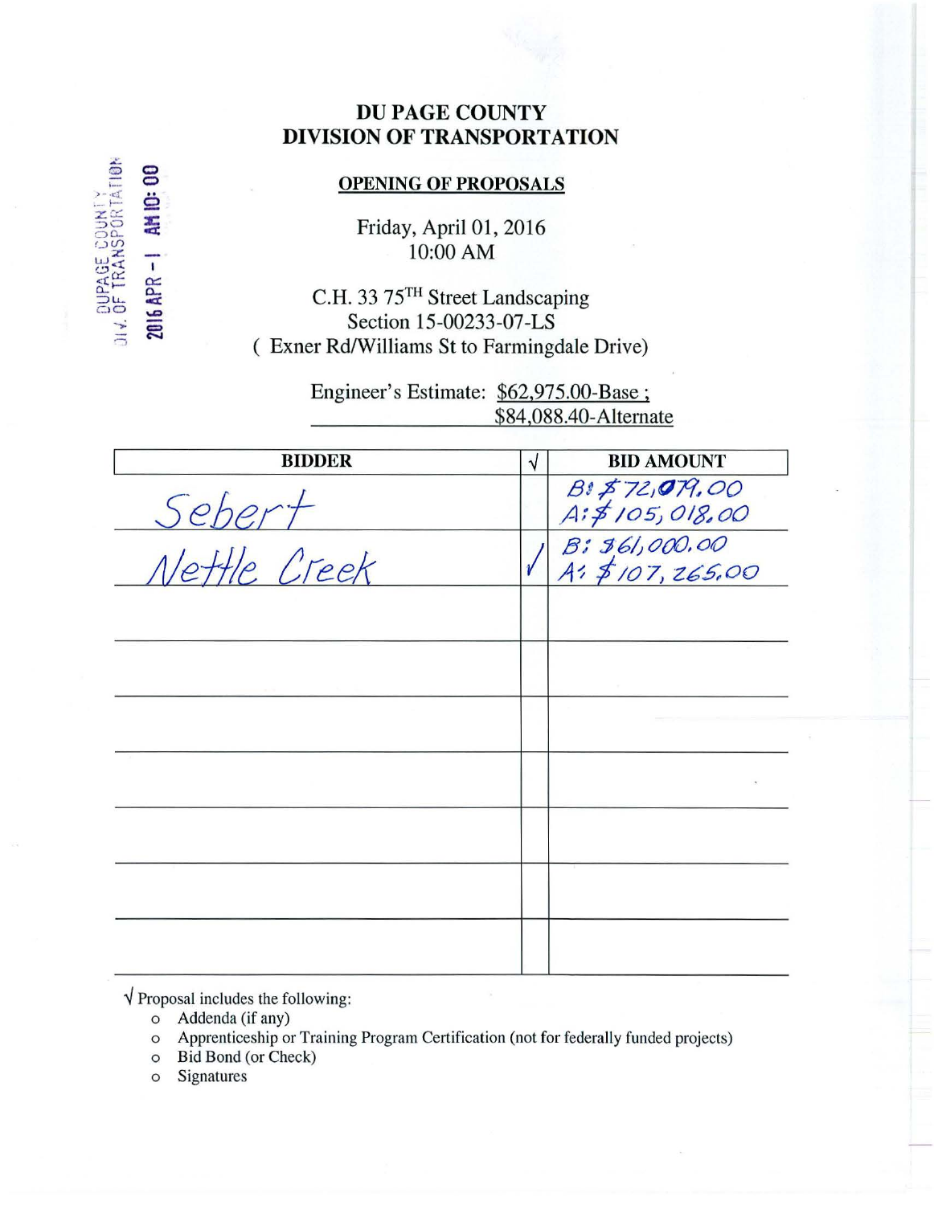DUPAGE COUNTY DIV. OF TRANSPORTATION 2016 APR -1 AM 10:00

# DU PAGE COUNTY
# DIVISION OF TRANSPORTATION

## OPENING OF PROPOSALS

Friday, April 01, 2016
10:00 AM

C.H. 33 75[TH] Street Landscaping
Section 15-00233-07-LS
( Exner Rd/Williams St to Farmingdale Drive)

Engineer's Estimate: $62,975.00-Base ;
$84,088.40-Alternate

| BIDDER | √ | BID AMOUNT |
|---|---|---|
| Sebert | | B: $72,079.00<br>A: $105,018.00 |
| Nettle Creek | √ | B: $61,000.00<br>A: $107,265.00 |
| | | |
| | | |
| | | |
| | | |
| | | |
| | | |
| | | |

√ Proposal includes the following:

- Addenda (if any)
- Apprenticeship or Training Program Certification (not for federally funded projects)
- Bid Bond (or Check)
- Signatures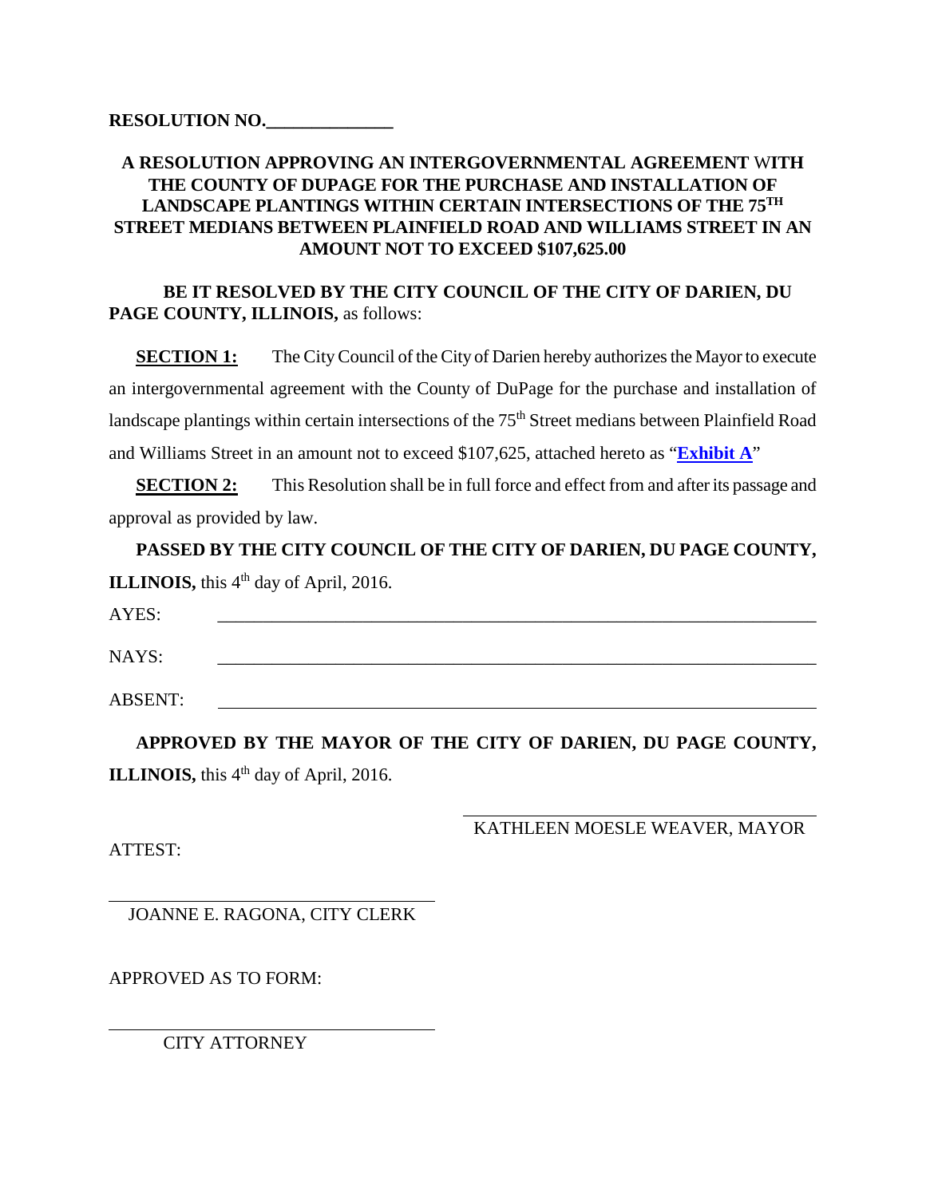**RESOLUTION NO.______________**

**A RESOLUTION APPROVING AN INTERGOVERNMENTAL AGREEMENT WITH THE COUNTY OF DUPAGE FOR THE PURCHASE AND INSTALLATION OF LANDSCAPE PLANTINGS WITHIN CERTAIN INTERSECTIONS OF THE 75TH STREET MEDIANS BETWEEN PLAINFIELD ROAD AND WILLIAMS STREET IN AN AMOUNT NOT TO EXCEED $107,625.00**

**BE IT RESOLVED BY THE CITY COUNCIL OF THE CITY OF DARIEN, DU PAGE COUNTY, ILLINOIS,** as follows:

**SECTION 1:** The City Council of the City of Darien hereby authorizes the Mayor to execute an intergovernmental agreement with the County of DuPage for the purchase and installation of landscape plantings within certain intersections of the 75th Street medians between Plainfield Road and Williams Street in an amount not to exceed $107,625, attached hereto as "**Exhibit A**"

**SECTION 2:** This Resolution shall be in full force and effect from and after its passage and approval as provided by law.

**PASSED BY THE CITY COUNCIL OF THE CITY OF DARIEN, DU PAGE COUNTY, ILLINOIS,** this 4th day of April, 2016.

AYES: ____________________________________________

NAYS: ____________________________________________

ABSENT: ____________________________________________

**APPROVED BY THE MAYOR OF THE CITY OF DARIEN, DU PAGE COUNTY, ILLINOIS,** this 4th day of April, 2016.

____________________________________
KATHLEEN MOESLE WEAVER, MAYOR

ATTEST:

____________________________________
JOANNE E. RAGONA, CITY CLERK

APPROVED AS TO FORM:

____________________________________
CITY ATTORNEY